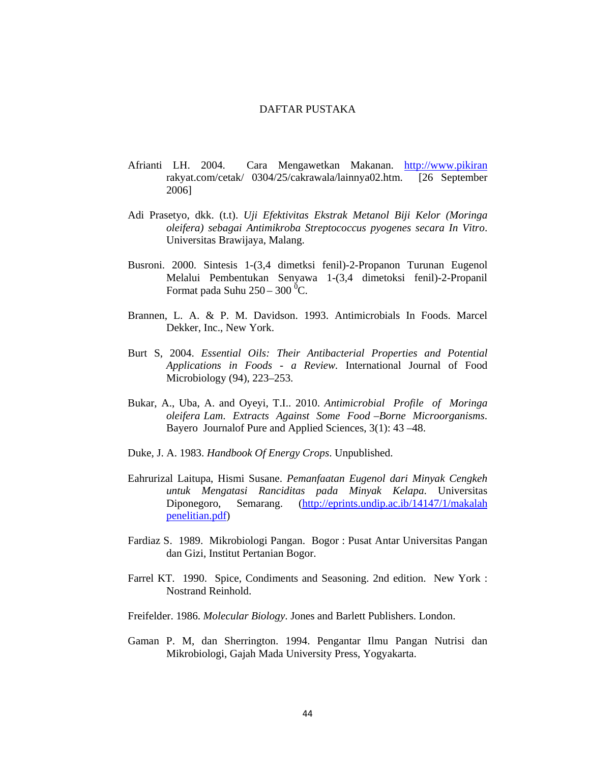# DAFTAR PUSTAKA

Afrianti LH. 2004. Cara Mengawetkan Makanan. http://www.pikiranrakyat.com/cetak/ 0304/25/cakrawala/lainnya02.htm. [26 September 2006]

Adi Prasetyo, dkk. (t.t). *Uji Efektivitas Ekstrak Metanol Biji Kelor (Moringa oleifera) sebagai Antimikroba Streptococcus pyogenes secara In Vitro*. Universitas Brawijaya, Malang.

Busroni. 2000. Sintesis 1-(3,4 dimetksi fenil)-2-Propanon Turunan Eugenol Melalui Pembentukan Senyawa 1-(3,4 dimetoksi fenil)-2-Propanil Format pada Suhu 250 – 300 $^{0}$C.

Brannen, L. A. & P. M. Davidson. 1993. Antimicrobials In Foods. Marcel Dekker, Inc., New York.

Burt S, 2004. *Essential Oils: Their Antibacterial Properties and Potential Applications in Foods - a Review*. International Journal of Food Microbiology (94), 223–253.

Bukar, A., Uba, A. and Oyeyi, T.I.. 2010. *Antimicrobial Profile of Moringa oleifera Lam. Extracts Against Some Food –Borne Microorganisms*. Bayero Journalof Pure and Applied Sciences, 3(1): 43 –48.

Duke, J. A. 1983. *Handbook Of Energy Crops*. Unpublished.

Eahrurizal Laitupa, Hismi Susane. *Pemanfaatan Eugenol dari Minyak Cengkeh untuk Mengatasi Ranciditas pada Minyak Kelapa*. Universitas Diponegoro, Semarang. (http://eprints.undip.ac.ib/14147/1/makalah penelitian.pdf)

Fardiaz S. 1989. Mikrobiologi Pangan. Bogor : Pusat Antar Universitas Pangan dan Gizi, Institut Pertanian Bogor.

Farrel KT. 1990. Spice, Condiments and Seasoning. 2nd edition. New York : Nostrand Reinhold.

Freifelder. 1986. *Molecular Biology*. Jones and Barlett Publishers. London.

Gaman P. M, dan Sherrington. 1994. Pengantar Ilmu Pangan Nutrisi dan Mikrobiologi, Gajah Mada University Press, Yogyakarta.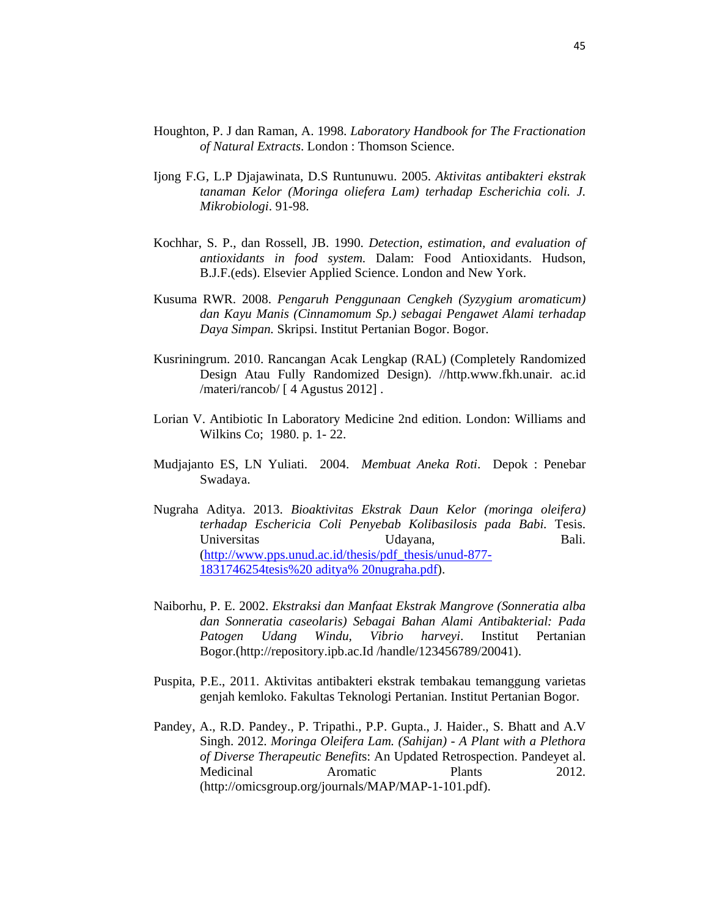Houghton, P. J dan Raman, A. 1998. *Laboratory Handbook for The Fractionation of Natural Extracts*. London : Thomson Science.

Ijong F.G, L.P Djajawinata, D.S Runtunuwu. 2005. *Aktivitas antibakteri ekstrak tanaman Kelor (Moringa oliefera Lam) terhadap Escherichia coli. J. Mikrobiologi*. 91-98.

Kochhar, S. P., dan Rossell, JB. 1990. *Detection, estimation, and evaluation of antioxidants in food system.* Dalam: Food Antioxidants. Hudson, B.J.F.(eds). Elsevier Applied Science. London and New York.

Kusuma RWR. 2008. *Pengaruh Penggunaan Cengkeh (Syzygium aromaticum) dan Kayu Manis (Cinnamomum Sp.) sebagai Pengawet Alami terhadap Daya Simpan.* Skripsi. Institut Pertanian Bogor. Bogor.

Kusriningrum. 2010. Rancangan Acak Lengkap (RAL) (Completely Randomized Design Atau Fully Randomized Design). //http.www.fkh.unair. ac.id /materi/rancob/ [ 4 Agustus 2012] .

Lorian V. Antibiotic In Laboratory Medicine 2nd edition. London: Williams and Wilkins Co; 1980. p. 1- 22.

Mudjajanto ES, LN Yuliati. 2004. *Membuat Aneka Roti*. Depok : Penebar Swadaya.

Nugraha Aditya. 2013. *Bioaktivitas Ekstrak Daun Kelor (moringa oleifera) terhadap Eschericia Coli Penyebab Kolibasilosis pada Babi.* Tesis. Universitas Udayana, Bali. (http://www.pps.unud.ac.id/thesis/pdf_thesis/unud-877-1831746254tesis%20 aditya% 20nugraha.pdf).

Naiborhu, P. E. 2002. *Ekstraksi dan Manfaat Ekstrak Mangrove (Sonneratia alba dan Sonneratia caseolaris) Sebagai Bahan Alami Antibakterial: Pada Patogen Udang Windu, Vibrio harveyi*. Institut Pertanian Bogor.(http://repository.ipb.ac.Id /handle/123456789/20041).

Puspita, P.E., 2011. Aktivitas antibakteri ekstrak tembakau temanggung varietas genjah kemloko. Fakultas Teknologi Pertanian. Institut Pertanian Bogor.

Pandey, A., R.D. Pandey., P. Tripathi., P.P. Gupta., J. Haider., S. Bhatt and A.V Singh. 2012. *Moringa Oleifera Lam. (Sahijan) - A Plant with a Plethora of Diverse Therapeutic Benefit*s: An Updated Retrospection. Pandeyet al. Medicinal Aromatic Plants 2012. (http://omicsgroup.org/journals/MAP/MAP-1-101.pdf).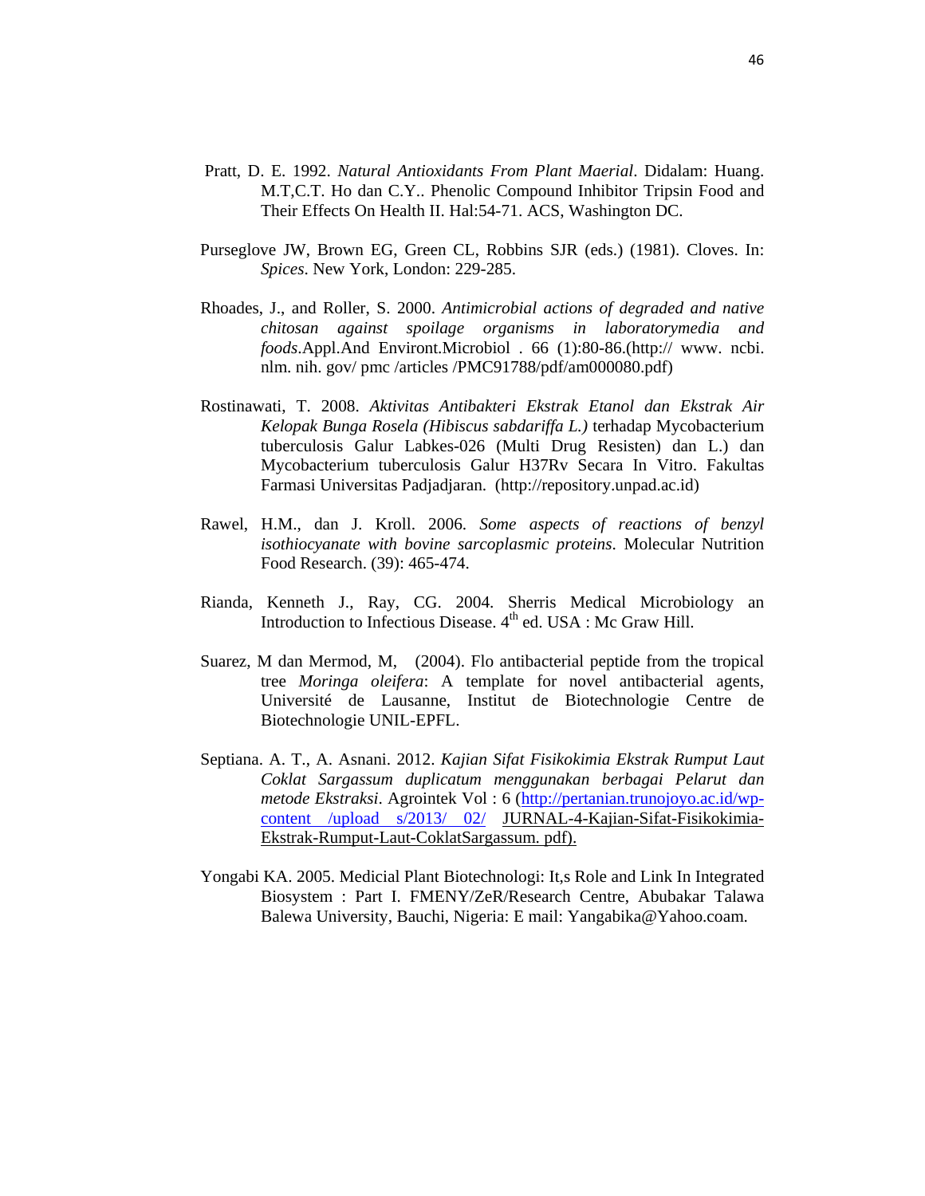Pratt, D. E. 1992. *Natural Antioxidants From Plant Maerial*. Didalam: Huang. M.T,C.T. Ho dan C.Y.. Phenolic Compound Inhibitor Tripsin Food and Their Effects On Health II. Hal:54-71. ACS, Washington DC.

Purseglove JW, Brown EG, Green CL, Robbins SJR (eds.) (1981). Cloves. In: *Spices*. New York, London: 229-285.

Rhoades, J., and Roller, S. 2000. *Antimicrobial actions of degraded and native chitosan against spoilage organisms in laboratorymedia and foods*.Appl.And Environt.Microbiol . 66 (1):80-86.(http:// www. ncbi. nlm. nih. gov/ pmc /articles /PMC91788/pdf/am000080.pdf)

Rostinawati, T. 2008. *Aktivitas Antibakteri Ekstrak Etanol dan Ekstrak Air Kelopak Bunga Rosela (Hibiscus sabdariffa L.)* terhadap Mycobacterium tuberculosis Galur Labkes-026 (Multi Drug Resisten) dan L.) dan Mycobacterium tuberculosis Galur H37Rv Secara In Vitro. Fakultas Farmasi Universitas Padjadjaran. (http://repository.unpad.ac.id)

Rawel, H.M., dan J. Kroll. 2006. *Some aspects of reactions of benzyl isothiocyanate with bovine sarcoplasmic proteins*. Molecular Nutrition Food Research. (39): 465-474.

Rianda, Kenneth J., Ray, CG. 2004. Sherris Medical Microbiology an Introduction to Infectious Disease. 4th ed. USA : Mc Graw Hill.

Suarez, M dan Mermod, M, (2004). Flo antibacterial peptide from the tropical tree *Moringa oleifera*: A template for novel antibacterial agents, Université de Lausanne, Institut de Biotechnologie Centre de Biotechnologie UNIL-EPFL.

Septiana. A. T., A. Asnani. 2012. *Kajian Sifat Fisikokimia Ekstrak Rumput Laut Coklat Sargassum duplicatum menggunakan berbagai Pelarut dan metode Ekstraksi*. Agrointek Vol : 6 (http://pertanian.trunojoyo.ac.id/wp-content /upload s/2013/ 02/ JURNAL-4-Kajian-Sifat-Fisikokimia-Ekstrak-Rumput-Laut-CoklatSargassum. pdf).

Yongabi KA. 2005. Medicial Plant Biotechnologi: It,s Role and Link In Integrated Biosystem : Part I. FMENY/ZeR/Research Centre, Abubakar Talawa Balewa University, Bauchi, Nigeria: E mail: Yangabika@Yahoo.coam.